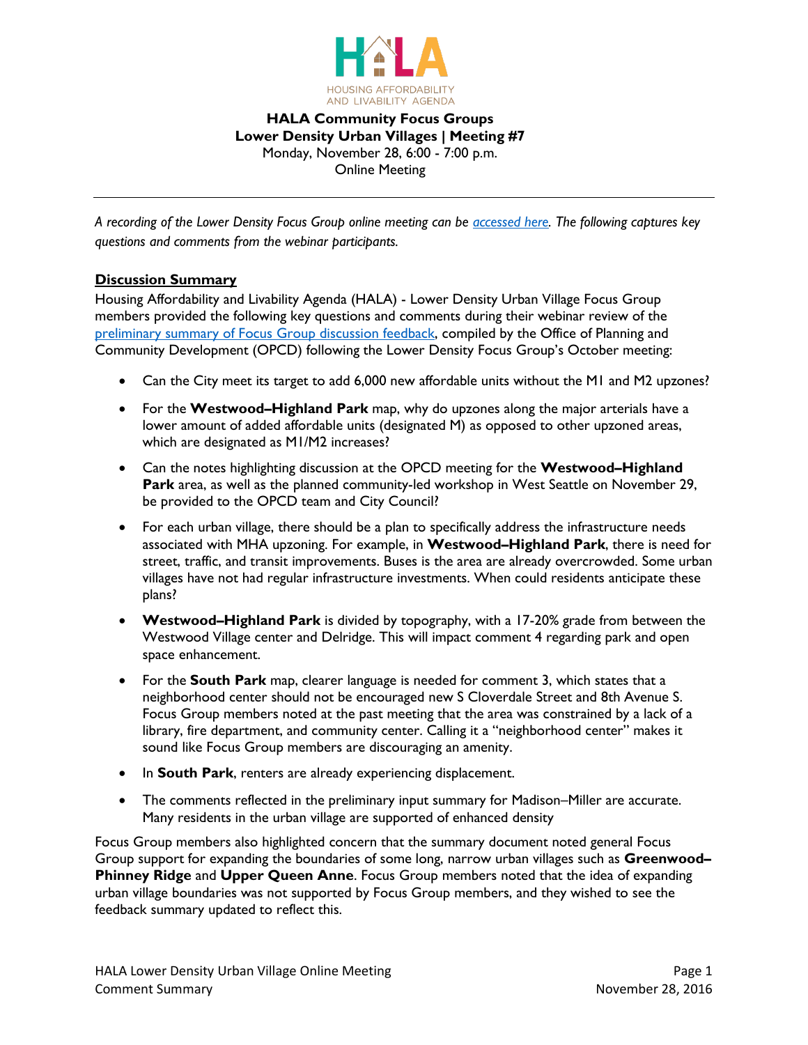HOUSING AFFORDABILITY AND LIVABILITY AGENDA

**HALA Community Focus Groups**
**Lower Density Urban Villages | Meeting #7**
Monday, November 28, 6:00 - 7:00 p.m.
Online Meeting

---

*A recording of the Lower Density Focus Group online meeting can be [accessed here](). The following captures key questions and comments from the webinar participants.*

## Discussion Summary

Housing Affordability and Livability Agenda (HALA) - Lower Density Urban Village Focus Group members provided the following key questions and comments during their webinar review of the [preliminary summary of Focus Group discussion feedback](), compiled by the Office of Planning and Community Development (OPCD) following the Lower Density Focus Group's October meeting:

- Can the City meet its target to add 6,000 new affordable units without the M1 and M2 upzones?
- For the **Westwood–Highland Park** map, why do upzones along the major arterials have a lower amount of added affordable units (designated M) as opposed to other upzoned areas, which are designated as M1/M2 increases?
- Can the notes highlighting discussion at the OPCD meeting for the **Westwood–Highland Park** area, as well as the planned community-led workshop in West Seattle on November 29, be provided to the OPCD team and City Council?
- For each urban village, there should be a plan to specifically address the infrastructure needs associated with MHA upzoning. For example, in **Westwood–Highland Park**, there is need for street, traffic, and transit improvements. Buses is the area are already overcrowded. Some urban villages have not had regular infrastructure investments. When could residents anticipate these plans?
- **Westwood–Highland Park** is divided by topography, with a 17-20% grade from between the Westwood Village center and Delridge. This will impact comment 4 regarding park and open space enhancement.
- For the **South Park** map, clearer language is needed for comment 3, which states that a neighborhood center should not be encouraged new S Cloverdale Street and 8th Avenue S. Focus Group members noted at the past meeting that the area was constrained by a lack of a library, fire department, and community center. Calling it a "neighborhood center" makes it sound like Focus Group members are discouraging an amenity.
- In **South Park**, renters are already experiencing displacement.
- The comments reflected in the preliminary input summary for Madison–Miller are accurate. Many residents in the urban village are supported of enhanced density

Focus Group members also highlighted concern that the summary document noted general Focus Group support for expanding the boundaries of some long, narrow urban villages such as **Greenwood–Phinney Ridge** and **Upper Queen Anne**. Focus Group members noted that the idea of expanding urban village boundaries was not supported by Focus Group members, and they wished to see the feedback summary updated to reflect this.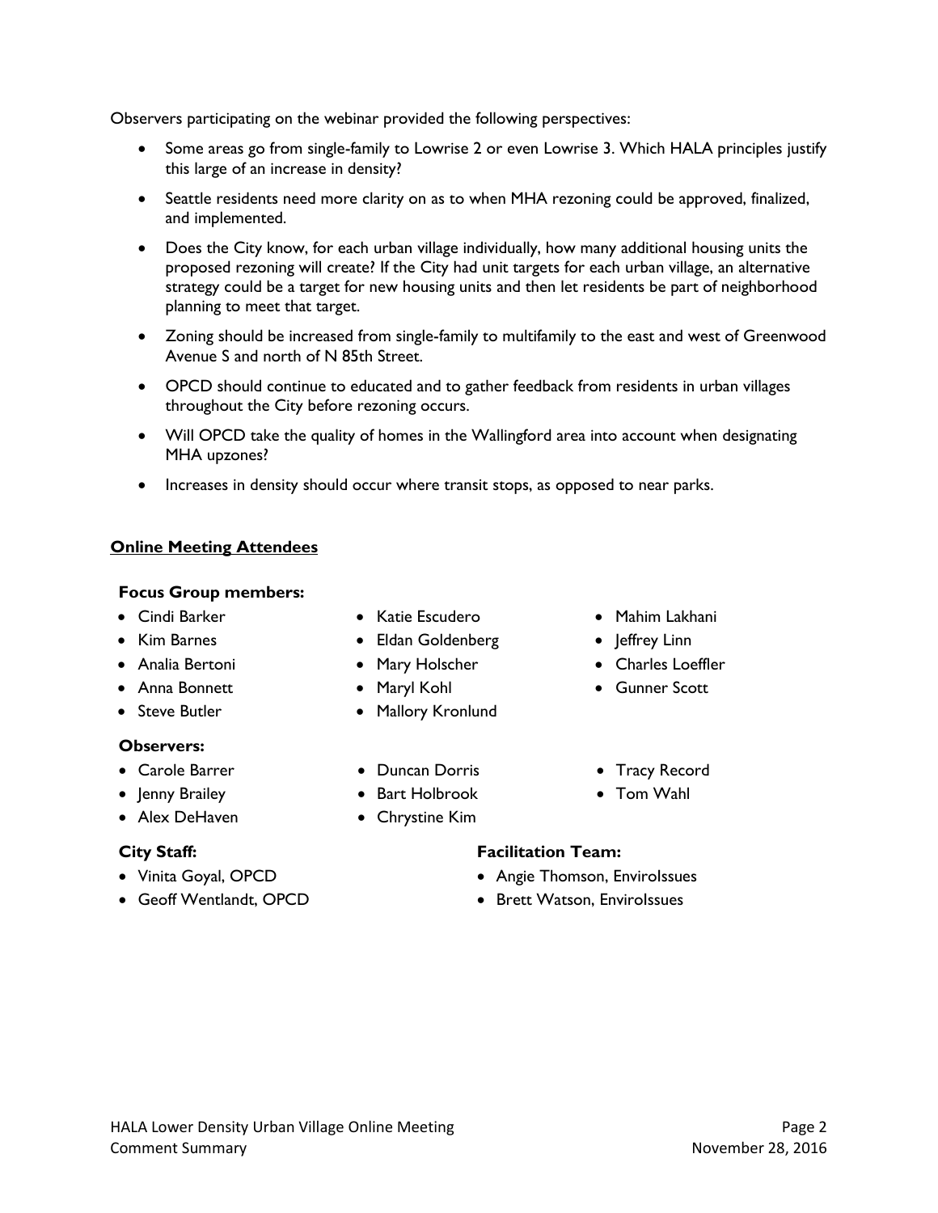Observers participating on the webinar provided the following perspectives:

- Some areas go from single-family to Lowrise 2 or even Lowrise 3. Which HALA principles justify this large of an increase in density?
- Seattle residents need more clarity on as to when MHA rezoning could be approved, finalized, and implemented.
- Does the City know, for each urban village individually, how many additional housing units the proposed rezoning will create? If the City had unit targets for each urban village, an alternative strategy could be a target for new housing units and then let residents be part of neighborhood planning to meet that target.
- Zoning should be increased from single-family to multifamily to the east and west of Greenwood Avenue S and north of N 85th Street.
- OPCD should continue to educated and to gather feedback from residents in urban villages throughout the City before rezoning occurs.
- Will OPCD take the quality of homes in the Wallingford area into account when designating MHA upzones?
- Increases in density should occur where transit stops, as opposed to near parks.

## **Online Meeting Attendees**

### Focus Group members:

- Cindi Barker
- Kim Barnes
- Analia Bertoni
- Anna Bonnett
- Steve Butler
- Katie Escudero
- Eldan Goldenberg
- Mary Holscher
- Maryl Kohl
- Mallory Kronlund
- Mahim Lakhani
- Jeffrey Linn
- Charles Loeffler
- Gunner Scott

### Observers:

- Carole Barrer
- Jenny Brailey
- Alex DeHaven
- Duncan Dorris
- Bart Holbrook
- Chrystine Kim
- Tracy Record
- Tom Wahl

### City Staff:

- Vinita Goyal, OPCD
- Geoff Wentlandt, OPCD

### Facilitation Team:

- Angie Thomson, EnviroIssues
- Brett Watson, EnviroIssues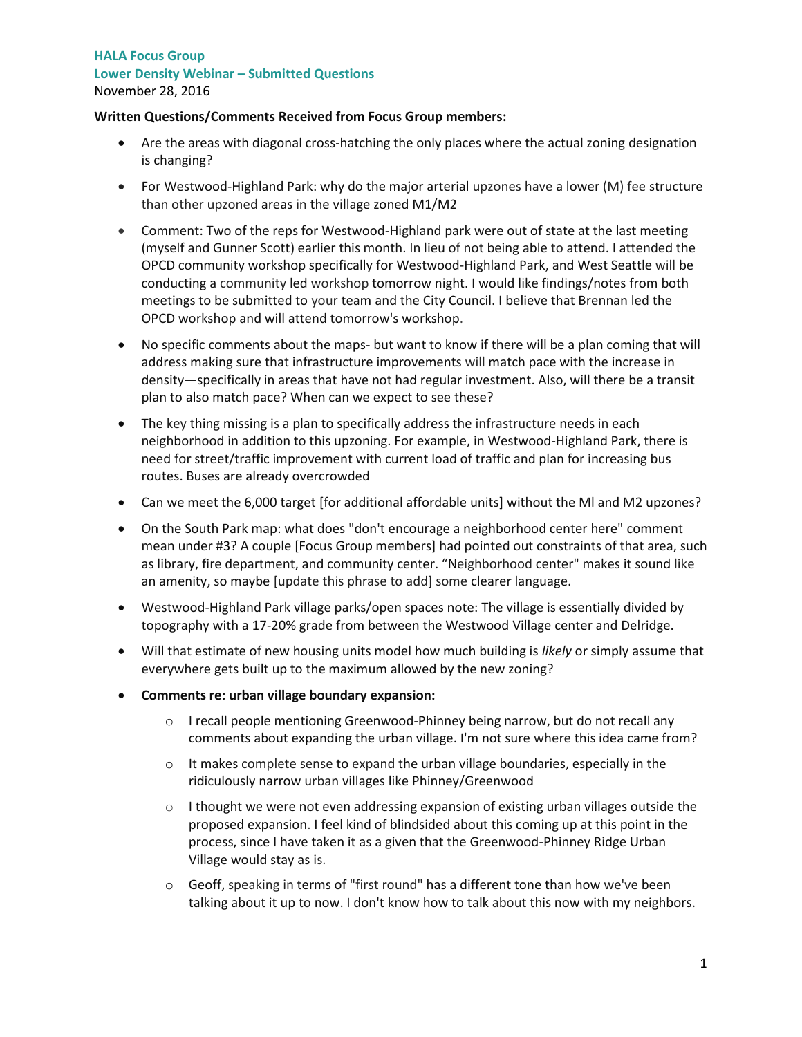**HALA Focus Group**
**Lower Density Webinar – Submitted Questions**
November 28, 2016

**Written Questions/Comments Received from Focus Group members:**

- Are the areas with diagonal cross-hatching the only places where the actual zoning designation is changing?
- For Westwood-Highland Park: why do the major arterial upzones have a lower (M) fee structure than other upzoned areas in the village zoned M1/M2
- Comment: Two of the reps for Westwood-Highland park were out of state at the last meeting (myself and Gunner Scott) earlier this month. In lieu of not being able to attend. I attended the OPCD community workshop specifically for Westwood-Highland Park, and West Seattle will be conducting a community led workshop tomorrow night. I would like findings/notes from both meetings to be submitted to your team and the City Council. I believe that Brennan led the OPCD workshop and will attend tomorrow's workshop.
- No specific comments about the maps- but want to know if there will be a plan coming that will address making sure that infrastructure improvements will match pace with the increase in density—specifically in areas that have not had regular investment. Also, will there be a transit plan to also match pace? When can we expect to see these?
- The key thing missing is a plan to specifically address the infrastructure needs in each neighborhood in addition to this upzoning. For example, in Westwood-Highland Park, there is need for street/traffic improvement with current load of traffic and plan for increasing bus routes. Buses are already overcrowded
- Can we meet the 6,000 target [for additional affordable units] without the Ml and M2 upzones?
- On the South Park map: what does "don't encourage a neighborhood center here" comment mean under #3? A couple [Focus Group members] had pointed out constraints of that area, such as library, fire department, and community center. "Neighborhood center" makes it sound like an amenity, so maybe [update this phrase to add] some clearer language.
- Westwood-Highland Park village parks/open spaces note: The village is essentially divided by topography with a 17-20% grade from between the Westwood Village center and Delridge.
- Will that estimate of new housing units model how much building is *likely* or simply assume that everywhere gets built up to the maximum allowed by the new zoning?
- **Comments re: urban village boundary expansion:**
  - I recall people mentioning Greenwood-Phinney being narrow, but do not recall any comments about expanding the urban village. I'm not sure where this idea came from?
  - It makes complete sense to expand the urban village boundaries, especially in the ridiculously narrow urban villages like Phinney/Greenwood
  - I thought we were not even addressing expansion of existing urban villages outside the proposed expansion. I feel kind of blindsided about this coming up at this point in the process, since I have taken it as a given that the Greenwood-Phinney Ridge Urban Village would stay as is.
  - Geoff, speaking in terms of "first round" has a different tone than how we've been talking about it up to now. I don't know how to talk about this now with my neighbors.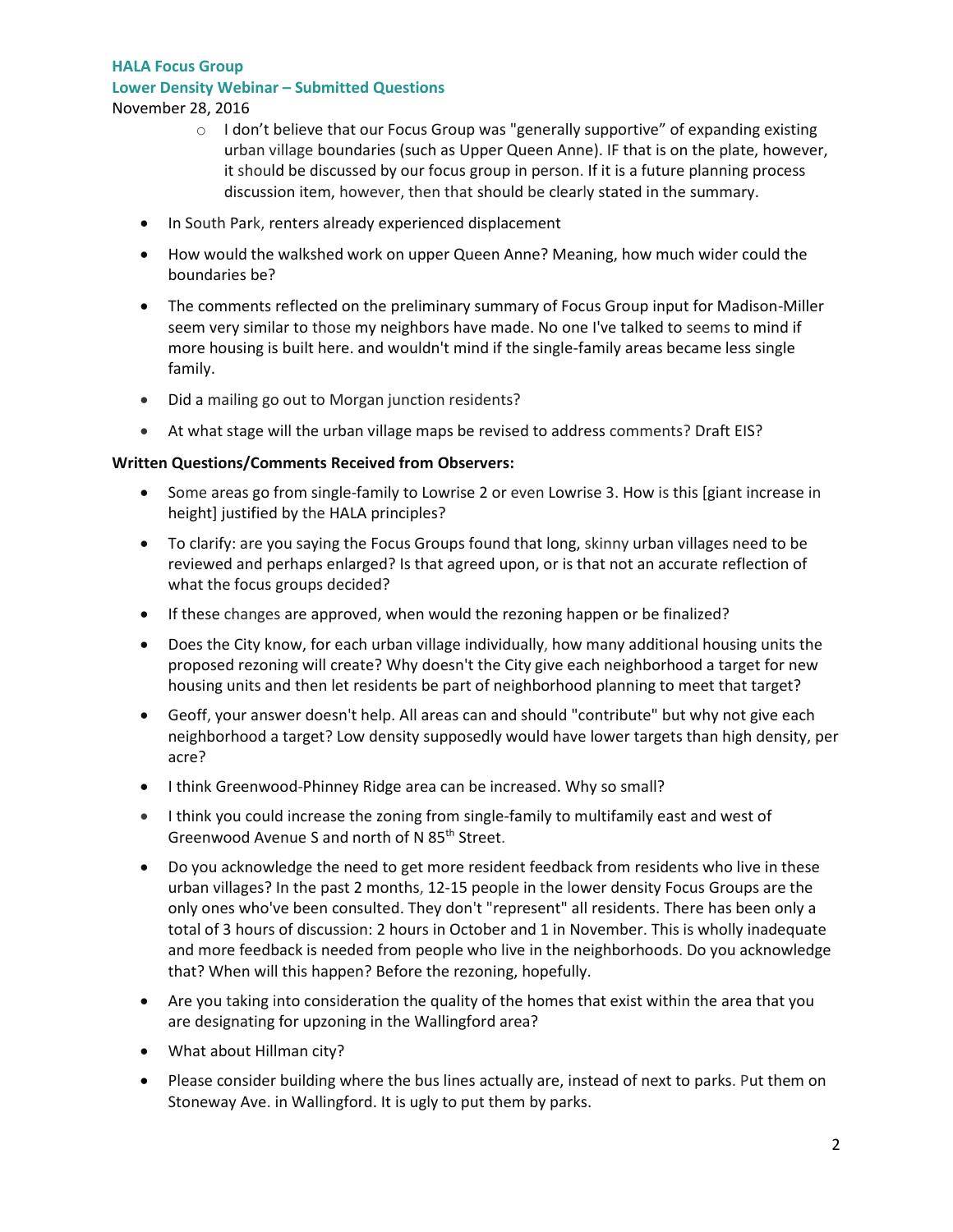**HALA Focus Group**

**Lower Density Webinar – Submitted Questions**

November 28, 2016

- I don't believe that our Focus Group was "generally supportive" of expanding existing urban village boundaries (such as Upper Queen Anne). IF that is on the plate, however, it should be discussed by our focus group in person. If it is a future planning process discussion item, however, then that should be clearly stated in the summary.

- In South Park, renters already experienced displacement
- How would the walkshed work on upper Queen Anne? Meaning, how much wider could the boundaries be?
- The comments reflected on the preliminary summary of Focus Group input for Madison-Miller seem very similar to those my neighbors have made. No one I've talked to seems to mind if more housing is built here. and wouldn't mind if the single-family areas became less single family.
- Did a mailing go out to Morgan junction residents?
- At what stage will the urban village maps be revised to address comments? Draft EIS?

**Written Questions/Comments Received from Observers:**

- Some areas go from single-family to Lowrise 2 or even Lowrise 3. How is this [giant increase in height] justified by the HALA principles?
- To clarify: are you saying the Focus Groups found that long, skinny urban villages need to be reviewed and perhaps enlarged? Is that agreed upon, or is that not an accurate reflection of what the focus groups decided?
- If these changes are approved, when would the rezoning happen or be finalized?
- Does the City know, for each urban village individually, how many additional housing units the proposed rezoning will create? Why doesn't the City give each neighborhood a target for new housing units and then let residents be part of neighborhood planning to meet that target?
- Geoff, your answer doesn't help. All areas can and should "contribute" but why not give each neighborhood a target? Low density supposedly would have lower targets than high density, per acre?
- I think Greenwood-Phinney Ridge area can be increased. Why so small?
- I think you could increase the zoning from single-family to multifamily east and west of Greenwood Avenue S and north of N 85th Street.
- Do you acknowledge the need to get more resident feedback from residents who live in these urban villages? In the past 2 months, 12-15 people in the lower density Focus Groups are the only ones who've been consulted. They don't "represent" all residents. There has been only a total of 3 hours of discussion: 2 hours in October and 1 in November. This is wholly inadequate and more feedback is needed from people who live in the neighborhoods. Do you acknowledge that? When will this happen? Before the rezoning, hopefully.
- Are you taking into consideration the quality of the homes that exist within the area that you are designating for upzoning in the Wallingford area?
- What about Hillman city?
- Please consider building where the bus lines actually are, instead of next to parks. Put them on Stoneway Ave. in Wallingford. It is ugly to put them by parks.